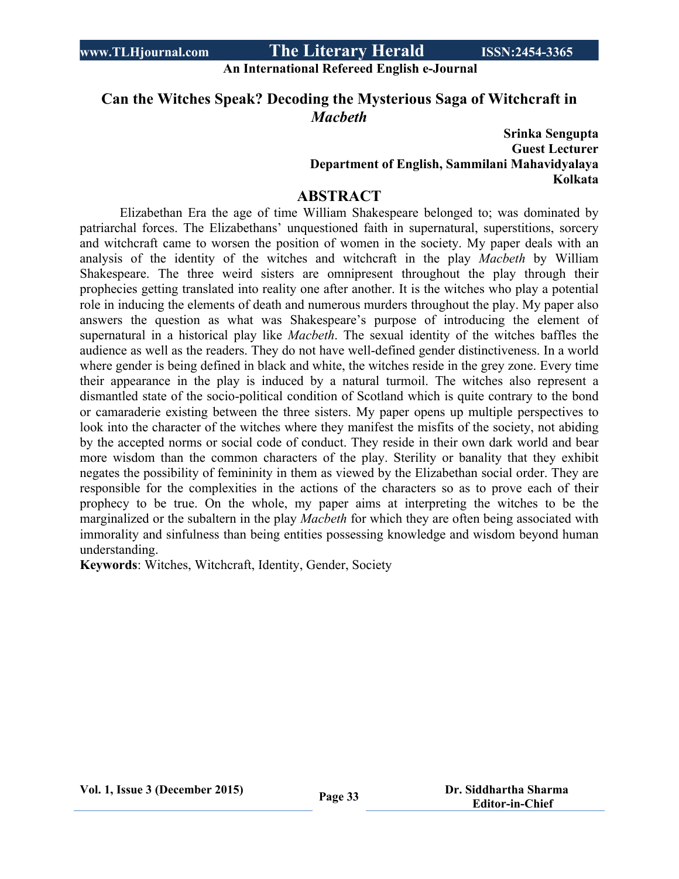# Can the Witches Speak? Decoding the Mysterious Saga of Witchcraft in *Macbeth*

**Srinka Sengupta**
**Guest Lecturer**
**Department of English, Sammilani Mahavidyalaya**
**Kolkata**

## ABSTRACT

Elizabethan Era the age of time William Shakespeare belonged to; was dominated by patriarchal forces. The Elizabethans' unquestioned faith in supernatural, superstitions, sorcery and witchcraft came to worsen the position of women in the society. My paper deals with an analysis of the identity of the witches and witchcraft in the play *Macbeth* by William Shakespeare. The three weird sisters are omnipresent throughout the play through their prophecies getting translated into reality one after another. It is the witches who play a potential role in inducing the elements of death and numerous murders throughout the play. My paper also answers the question as what was Shakespeare's purpose of introducing the element of supernatural in a historical play like *Macbeth*. The sexual identity of the witches baffles the audience as well as the readers. They do not have well-defined gender distinctiveness. In a world where gender is being defined in black and white, the witches reside in the grey zone. Every time their appearance in the play is induced by a natural turmoil. The witches also represent a dismantled state of the socio-political condition of Scotland which is quite contrary to the bond or camaraderie existing between the three sisters. My paper opens up multiple perspectives to look into the character of the witches where they manifest the misfits of the society, not abiding by the accepted norms or social code of conduct. They reside in their own dark world and bear more wisdom than the common characters of the play. Sterility or banality that they exhibit negates the possibility of femininity in them as viewed by the Elizabethan social order. They are responsible for the complexities in the actions of the characters so as to prove each of their prophecy to be true. On the whole, my paper aims at interpreting the witches to be the marginalized or the subaltern in the play *Macbeth* for which they are often being associated with immorality and sinfulness than being entities possessing knowledge and wisdom beyond human understanding.

**Keywords**: Witches, Witchcraft, Identity, Gender, Society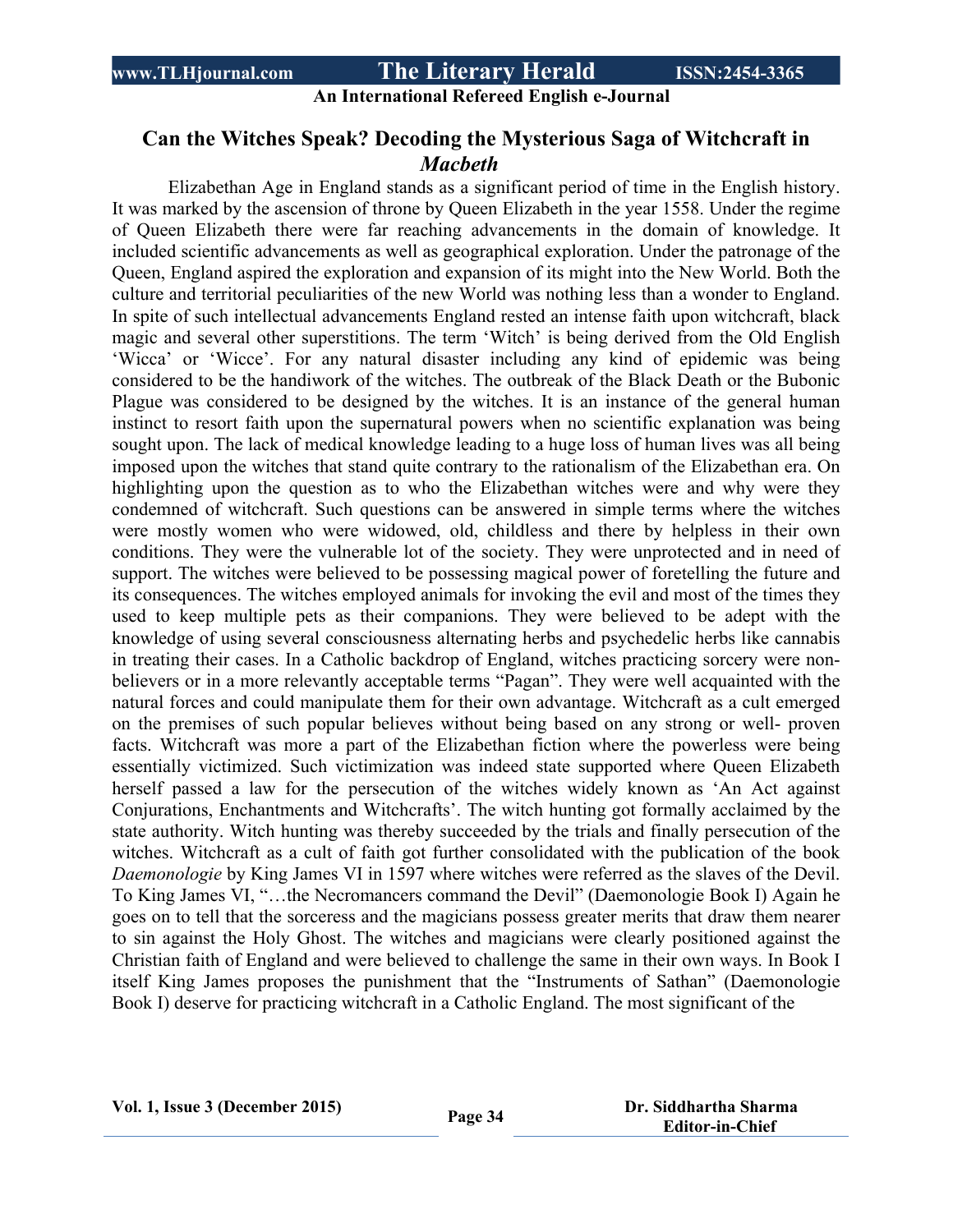## Can the Witches Speak? Decoding the Mysterious Saga of Witchcraft in *Macbeth*

Elizabethan Age in England stands as a significant period of time in the English history. It was marked by the ascension of throne by Queen Elizabeth in the year 1558. Under the regime of Queen Elizabeth there were far reaching advancements in the domain of knowledge. It included scientific advancements as well as geographical exploration. Under the patronage of the Queen, England aspired the exploration and expansion of its might into the New World. Both the culture and territorial peculiarities of the new World was nothing less than a wonder to England. In spite of such intellectual advancements England rested an intense faith upon witchcraft, black magic and several other superstitions. The term 'Witch' is being derived from the Old English 'Wicca' or 'Wicce'. For any natural disaster including any kind of epidemic was being considered to be the handiwork of the witches. The outbreak of the Black Death or the Bubonic Plague was considered to be designed by the witches. It is an instance of the general human instinct to resort faith upon the supernatural powers when no scientific explanation was being sought upon. The lack of medical knowledge leading to a huge loss of human lives was all being imposed upon the witches that stand quite contrary to the rationalism of the Elizabethan era. On highlighting upon the question as to who the Elizabethan witches were and why were they condemned of witchcraft. Such questions can be answered in simple terms where the witches were mostly women who were widowed, old, childless and there by helpless in their own conditions. They were the vulnerable lot of the society. They were unprotected and in need of support. The witches were believed to be possessing magical power of foretelling the future and its consequences. The witches employed animals for invoking the evil and most of the times they used to keep multiple pets as their companions. They were believed to be adept with the knowledge of using several consciousness alternating herbs and psychedelic herbs like cannabis in treating their cases. In a Catholic backdrop of England, witches practicing sorcery were non-believers or in a more relevantly acceptable terms "Pagan". They were well acquainted with the natural forces and could manipulate them for their own advantage. Witchcraft as a cult emerged on the premises of such popular believes without being based on any strong or well- proven facts. Witchcraft was more a part of the Elizabethan fiction where the powerless were being essentially victimized. Such victimization was indeed state supported where Queen Elizabeth herself passed a law for the persecution of the witches widely known as 'An Act against Conjurations, Enchantments and Witchcrafts'. The witch hunting got formally acclaimed by the state authority. Witch hunting was thereby succeeded by the trials and finally persecution of the witches. Witchcraft as a cult of faith got further consolidated with the publication of the book *Daemonologie* by King James VI in 1597 where witches were referred as the slaves of the Devil. To King James VI, "…the Necromancers command the Devil" (Daemonologie Book I) Again he goes on to tell that the sorceress and the magicians possess greater merits that draw them nearer to sin against the Holy Ghost. The witches and magicians were clearly positioned against the Christian faith of England and were believed to challenge the same in their own ways. In Book I itself King James proposes the punishment that the "Instruments of Sathan" (Daemonologie Book I) deserve for practicing witchcraft in a Catholic England. The most significant of the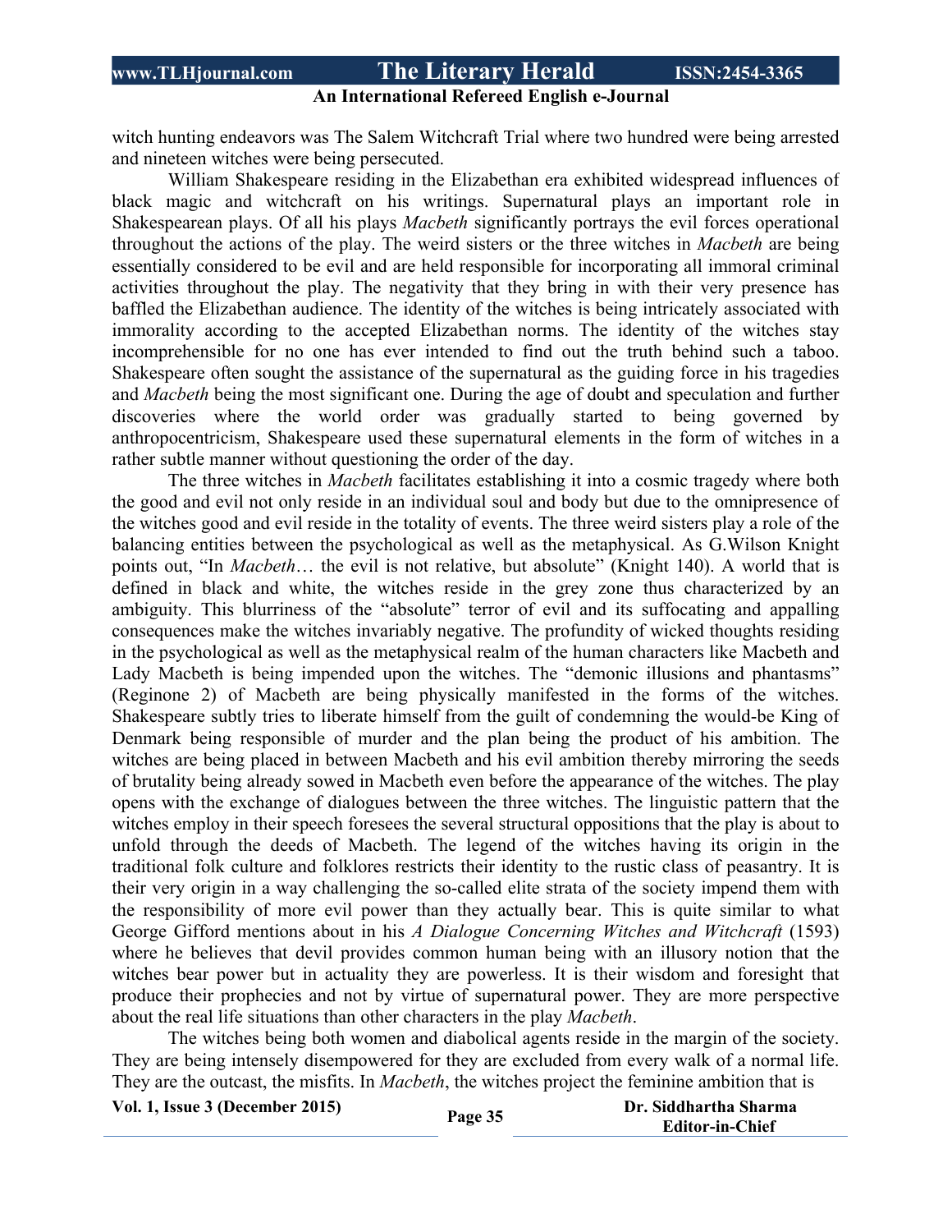witch hunting endeavors was The Salem Witchcraft Trial where two hundred were being arrested and nineteen witches were being persecuted.

William Shakespeare residing in the Elizabethan era exhibited widespread influences of black magic and witchcraft on his writings. Supernatural plays an important role in Shakespearean plays. Of all his plays *Macbeth* significantly portrays the evil forces operational throughout the actions of the play. The weird sisters or the three witches in *Macbeth* are being essentially considered to be evil and are held responsible for incorporating all immoral criminal activities throughout the play. The negativity that they bring in with their very presence has baffled the Elizabethan audience. The identity of the witches is being intricately associated with immorality according to the accepted Elizabethan norms. The identity of the witches stay incomprehensible for no one has ever intended to find out the truth behind such a taboo. Shakespeare often sought the assistance of the supernatural as the guiding force in his tragedies and *Macbeth* being the most significant one. During the age of doubt and speculation and further discoveries where the world order was gradually started to being governed by anthropocentricism, Shakespeare used these supernatural elements in the form of witches in a rather subtle manner without questioning the order of the day.

The three witches in *Macbeth* facilitates establishing it into a cosmic tragedy where both the good and evil not only reside in an individual soul and body but due to the omnipresence of the witches good and evil reside in the totality of events. The three weird sisters play a role of the balancing entities between the psychological as well as the metaphysical. As G.Wilson Knight points out, "In *Macbeth*… the evil is not relative, but absolute" (Knight 140). A world that is defined in black and white, the witches reside in the grey zone thus characterized by an ambiguity. This blurriness of the "absolute" terror of evil and its suffocating and appalling consequences make the witches invariably negative. The profundity of wicked thoughts residing in the psychological as well as the metaphysical realm of the human characters like Macbeth and Lady Macbeth is being impended upon the witches. The "demonic illusions and phantasms" (Reginone 2) of Macbeth are being physically manifested in the forms of the witches. Shakespeare subtly tries to liberate himself from the guilt of condemning the would-be King of Denmark being responsible of murder and the plan being the product of his ambition. The witches are being placed in between Macbeth and his evil ambition thereby mirroring the seeds of brutality being already sowed in Macbeth even before the appearance of the witches. The play opens with the exchange of dialogues between the three witches. The linguistic pattern that the witches employ in their speech foresees the several structural oppositions that the play is about to unfold through the deeds of Macbeth. The legend of the witches having its origin in the traditional folk culture and folklores restricts their identity to the rustic class of peasantry. It is their very origin in a way challenging the so-called elite strata of the society impend them with the responsibility of more evil power than they actually bear. This is quite similar to what George Gifford mentions about in his *A Dialogue Concerning Witches and Witchcraft* (1593) where he believes that devil provides common human being with an illusory notion that the witches bear power but in actuality they are powerless. It is their wisdom and foresight that produce their prophecies and not by virtue of supernatural power. They are more perspective about the real life situations than other characters in the play *Macbeth*.

The witches being both women and diabolical agents reside in the margin of the society. They are being intensely disempowered for they are excluded from every walk of a normal life. They are the outcast, the misfits. In *Macbeth*, the witches project the feminine ambition that is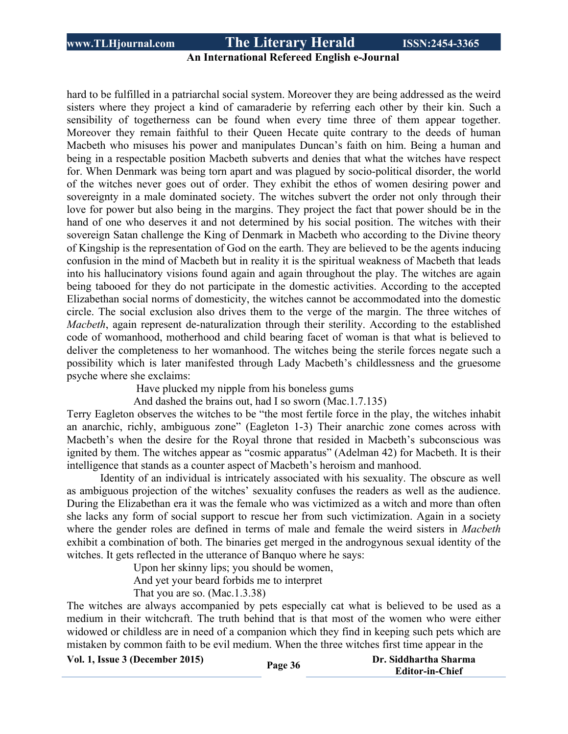hard to be fulfilled in a patriarchal social system. Moreover they are being addressed as the weird sisters where they project a kind of camaraderie by referring each other by their kin. Such a sensibility of togetherness can be found when every time three of them appear together. Moreover they remain faithful to their Queen Hecate quite contrary to the deeds of human Macbeth who misuses his power and manipulates Duncan's faith on him. Being a human and being in a respectable position Macbeth subverts and denies that what the witches have respect for. When Denmark was being torn apart and was plagued by socio-political disorder, the world of the witches never goes out of order. They exhibit the ethos of women desiring power and sovereignty in a male dominated society. The witches subvert the order not only through their love for power but also being in the margins. They project the fact that power should be in the hand of one who deserves it and not determined by his social position. The witches with their sovereign Satan challenge the King of Denmark in Macbeth who according to the Divine theory of Kingship is the representation of God on the earth. They are believed to be the agents inducing confusion in the mind of Macbeth but in reality it is the spiritual weakness of Macbeth that leads into his hallucinatory visions found again and again throughout the play. The witches are again being tabooed for they do not participate in the domestic activities. According to the accepted Elizabethan social norms of domesticity, the witches cannot be accommodated into the domestic circle. The social exclusion also drives them to the verge of the margin. The three witches of *Macbeth*, again represent de-naturalization through their sterility. According to the established code of womanhood, motherhood and child bearing facet of woman is that what is believed to deliver the completeness to her womanhood. The witches being the sterile forces negate such a possibility which is later manifested through Lady Macbeth's childlessness and the gruesome psyche where she exclaims:

> Have plucked my nipple from his boneless gums
> And dashed the brains out, had I so sworn (Mac.1.7.135)

Terry Eagleton observes the witches to be "the most fertile force in the play, the witches inhabit an anarchic, richly, ambiguous zone" (Eagleton 1-3) Their anarchic zone comes across with Macbeth's when the desire for the Royal throne that resided in Macbeth's subconscious was ignited by them. The witches appear as "cosmic apparatus" (Adelman 42) for Macbeth. It is their intelligence that stands as a counter aspect of Macbeth's heroism and manhood.

Identity of an individual is intricately associated with his sexuality. The obscure as well as ambiguous projection of the witches' sexuality confuses the readers as well as the audience. During the Elizabethan era it was the female who was victimized as a witch and more than often she lacks any form of social support to rescue her from such victimization. Again in a society where the gender roles are defined in terms of male and female the weird sisters in *Macbeth* exhibit a combination of both. The binaries get merged in the androgynous sexual identity of the witches. It gets reflected in the utterance of Banquo where he says:

> Upon her skinny lips; you should be women,
> And yet your beard forbids me to interpret
> That you are so. (Mac.1.3.38)

The witches are always accompanied by pets especially cat what is believed to be used as a medium in their witchcraft. The truth behind that is that most of the women who were either widowed or childless are in need of a companion which they find in keeping such pets which are mistaken by common faith to be evil medium. When the three witches first time appear in the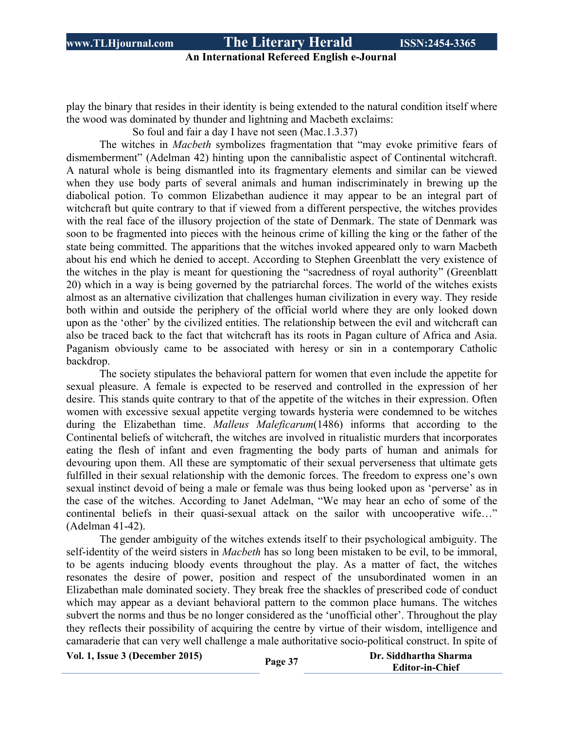play the binary that resides in their identity is being extended to the natural condition itself where the wood was dominated by thunder and lightning and Macbeth exclaims:

> So foul and fair a day I have not seen (Mac.1.3.37)

The witches in *Macbeth* symbolizes fragmentation that "may evoke primitive fears of dismemberment" (Adelman 42) hinting upon the cannibalistic aspect of Continental witchcraft. A natural whole is being dismantled into its fragmentary elements and similar can be viewed when they use body parts of several animals and human indiscriminately in brewing up the diabolical potion. To common Elizabethan audience it may appear to be an integral part of witchcraft but quite contrary to that if viewed from a different perspective, the witches provides with the real face of the illusory projection of the state of Denmark. The state of Denmark was soon to be fragmented into pieces with the heinous crime of killing the king or the father of the state being committed. The apparitions that the witches invoked appeared only to warn Macbeth about his end which he denied to accept. According to Stephen Greenblatt the very existence of the witches in the play is meant for questioning the "sacredness of royal authority" (Greenblatt 20) which in a way is being governed by the patriarchal forces. The world of the witches exists almost as an alternative civilization that challenges human civilization in every way. They reside both within and outside the periphery of the official world where they are only looked down upon as the 'other' by the civilized entities. The relationship between the evil and witchcraft can also be traced back to the fact that witchcraft has its roots in Pagan culture of Africa and Asia. Paganism obviously came to be associated with heresy or sin in a contemporary Catholic backdrop.

The society stipulates the behavioral pattern for women that even include the appetite for sexual pleasure. A female is expected to be reserved and controlled in the expression of her desire. This stands quite contrary to that of the appetite of the witches in their expression. Often women with excessive sexual appetite verging towards hysteria were condemned to be witches during the Elizabethan time. *Malleus Maleficarum*(1486) informs that according to the Continental beliefs of witchcraft, the witches are involved in ritualistic murders that incorporates eating the flesh of infant and even fragmenting the body parts of human and animals for devouring upon them. All these are symptomatic of their sexual perverseness that ultimate gets fulfilled in their sexual relationship with the demonic forces. The freedom to express one's own sexual instinct devoid of being a male or female was thus being looked upon as 'perverse' as in the case of the witches. According to Janet Adelman, "We may hear an echo of some of the continental beliefs in their quasi-sexual attack on the sailor with uncooperative wife…" (Adelman 41-42).

The gender ambiguity of the witches extends itself to their psychological ambiguity. The self-identity of the weird sisters in *Macbeth* has so long been mistaken to be evil, to be immoral, to be agents inducing bloody events throughout the play. As a matter of fact, the witches resonates the desire of power, position and respect of the unsubordinated women in an Elizabethan male dominated society. They break free the shackles of prescribed code of conduct which may appear as a deviant behavioral pattern to the common place humans. The witches subvert the norms and thus be no longer considered as the 'unofficial other'. Throughout the play they reflects their possibility of acquiring the centre by virtue of their wisdom, intelligence and camaraderie that can very well challenge a male authoritative socio-political construct. In spite of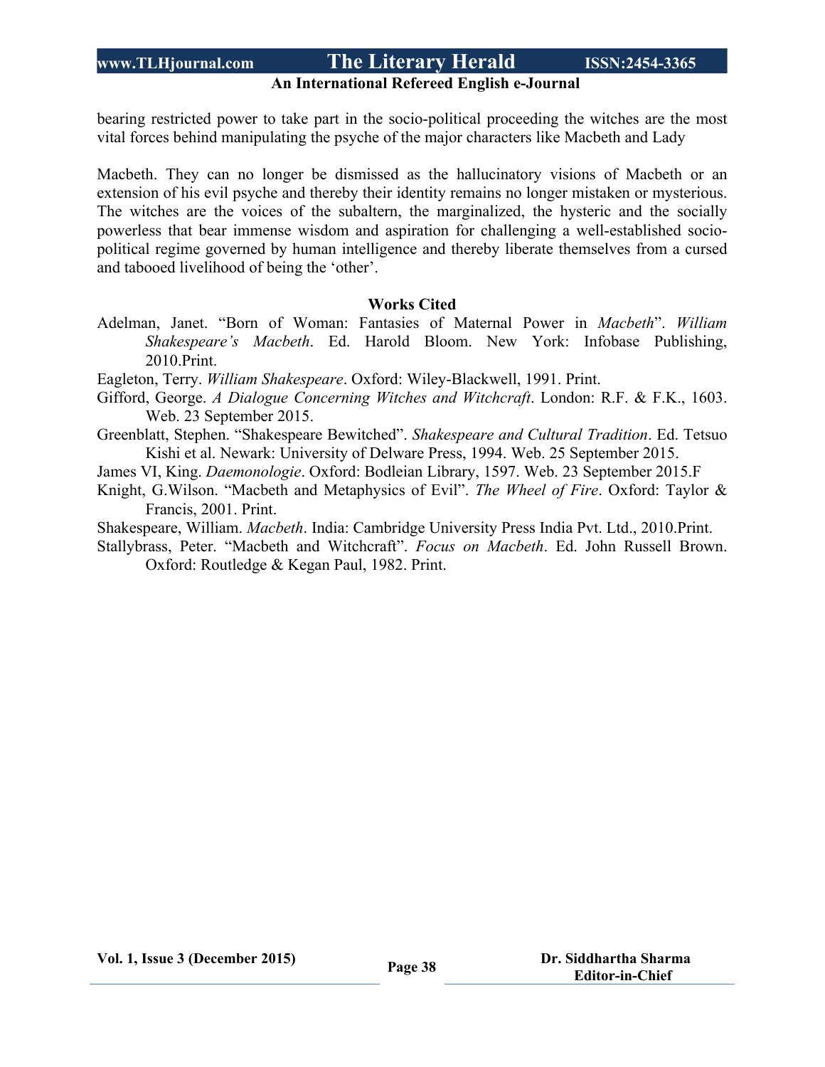bearing restricted power to take part in the socio-political proceeding the witches are the most vital forces behind manipulating the psyche of the major characters like Macbeth and Lady

Macbeth. They can no longer be dismissed as the hallucinatory visions of Macbeth or an extension of his evil psyche and thereby their identity remains no longer mistaken or mysterious. The witches are the voices of the subaltern, the marginalized, the hysteric and the socially powerless that bear immense wisdom and aspiration for challenging a well-established socio-political regime governed by human intelligence and thereby liberate themselves from a cursed and tabooed livelihood of being the 'other'.

**Works Cited**

Adelman, Janet. "Born of Woman: Fantasies of Maternal Power in *Macbeth*". *William Shakespeare's Macbeth*. Ed. Harold Bloom. New York: Infobase Publishing, 2010.Print.

Eagleton, Terry. *William Shakespeare*. Oxford: Wiley-Blackwell, 1991. Print.

Gifford, George. *A Dialogue Concerning Witches and Witchcraft*. London: R.F. & F.K., 1603. Web. 23 September 2015.

Greenblatt, Stephen. "Shakespeare Bewitched". *Shakespeare and Cultural Tradition*. Ed. Tetsuo Kishi et al. Newark: University of Delware Press, 1994. Web. 25 September 2015.

James VI, King. *Daemonologie*. Oxford: Bodleian Library, 1597. Web. 23 September 2015.F

Knight, G.Wilson. "Macbeth and Metaphysics of Evil". *The Wheel of Fire*. Oxford: Taylor & Francis, 2001. Print.

Shakespeare, William. *Macbeth*. India: Cambridge University Press India Pvt. Ltd., 2010.Print.

Stallybrass, Peter. "Macbeth and Witchcraft". *Focus on Macbeth*. Ed. John Russell Brown. Oxford: Routledge & Kegan Paul, 1982. Print.